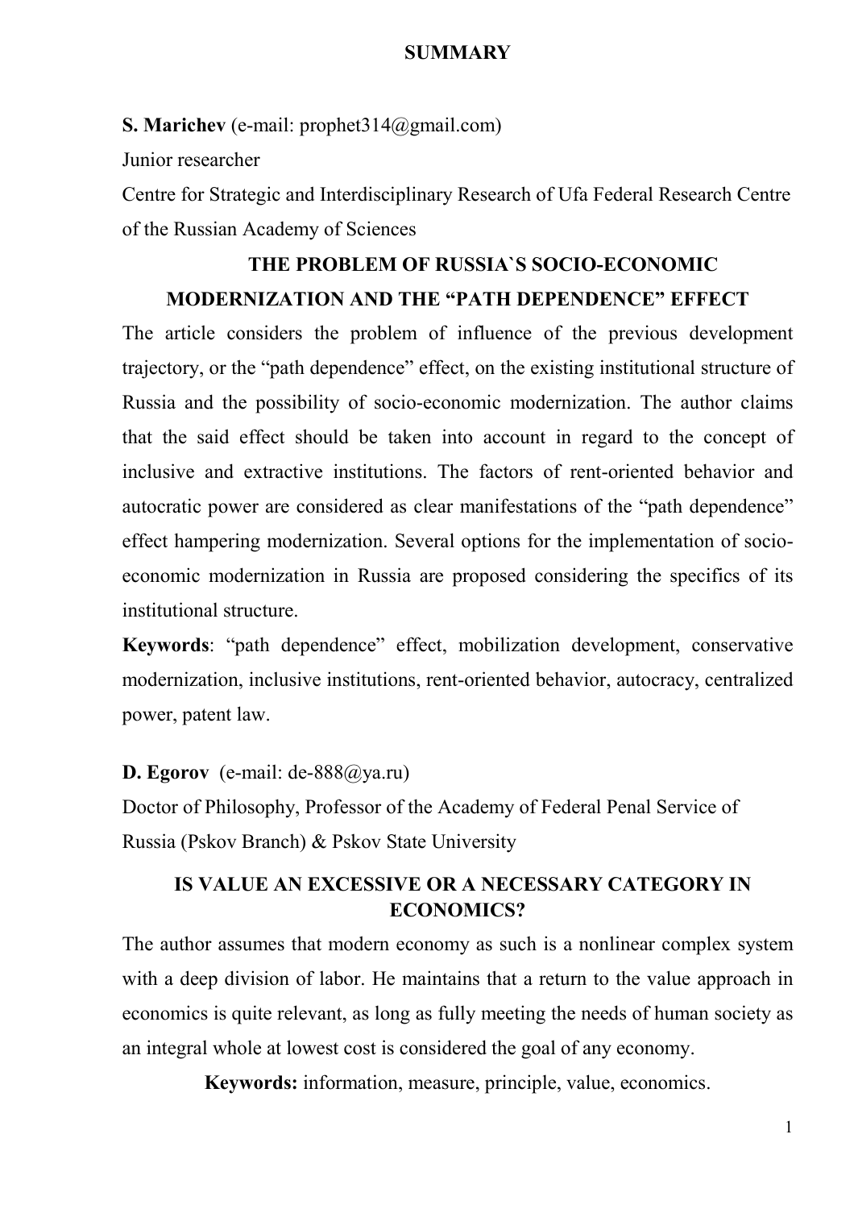# SUMMARY

**S. Marichev** (e-mail: prophet314@gmail.com)

Junior researcher

Centre for Strategic and Interdisciplinary Research of Ufa Federal Research Centre of the Russian Academy of Sciences

## THE PROBLEM OF RUSSIA`S SOCIO-ECONOMIC MODERNIZATION AND THE "PATH DEPENDENCE" EFFECT

The article considers the problem of influence of the previous development trajectory, or the "path dependence" effect, on the existing institutional structure of Russia and the possibility of socio-economic modernization. The author claims that the said effect should be taken into account in regard to the concept of inclusive and extractive institutions. The factors of rent-oriented behavior and autocratic power are considered as clear manifestations of the "path dependence" effect hampering modernization. Several options for the implementation of socio-economic modernization in Russia are proposed considering the specifics of its institutional structure.

**Keywords**: "path dependence" effect, mobilization development, conservative modernization, inclusive institutions, rent-oriented behavior, autocracy, centralized power, patent law.

**D. Egorov** (e-mail: de-888@ya.ru)

Doctor of Philosophy, Professor of the Academy of Federal Penal Service of Russia (Pskov Branch) & Pskov State University

## IS VALUE AN EXCESSIVE OR A NECESSARY CATEGORY IN ECONOMICS?

The author assumes that modern economy as such is a nonlinear complex system with a deep division of labor. He maintains that a return to the value approach in economics is quite relevant, as long as fully meeting the needs of human society as an integral whole at lowest cost is considered the goal of any economy.

**Keywords:** information, measure, principle, value, economics.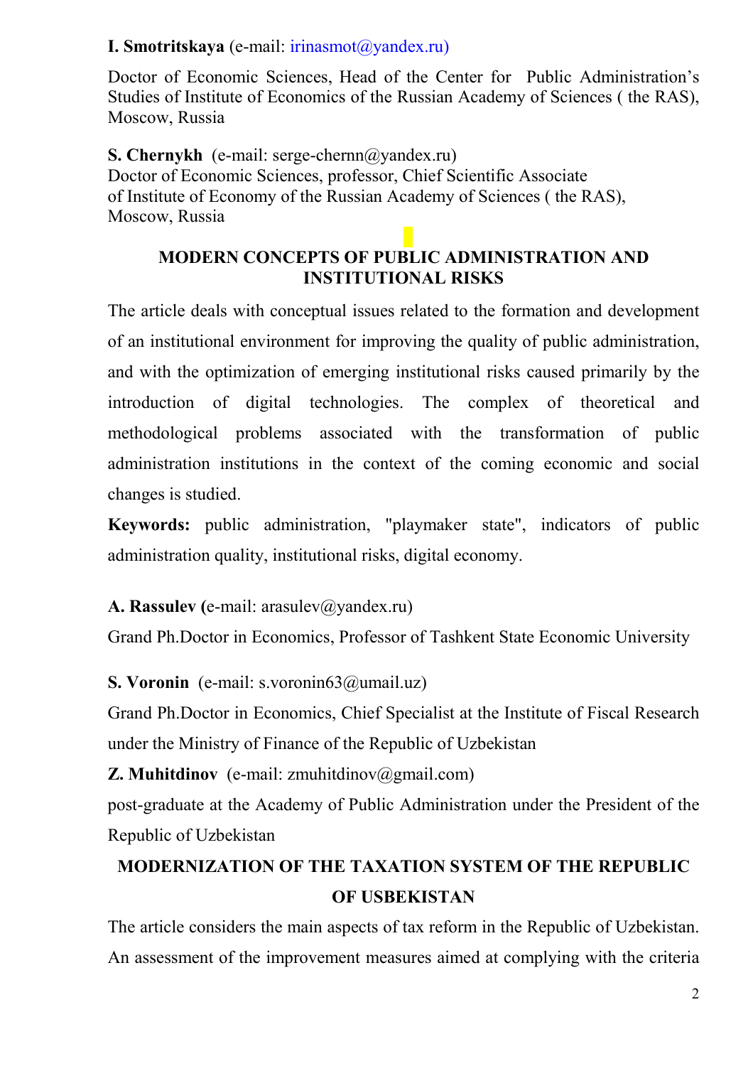**I. Smotritskaya** (e-mail: irinasmot@yandex.ru)

Doctor of Economic Sciences, Head of the Center for Public Administration's Studies of Institute of Economics of the Russian Academy of Sciences ( the RAS), Moscow, Russia

**S. Chernykh** (e-mail: serge-chernn@yandex.ru)
Doctor of Economic Sciences, professor, Chief Scientific Associate of Institute of Economy of the Russian Academy of Sciences ( the RAS), Moscow, Russia

## MODERN CONCEPTS OF PUBLIC ADMINISTRATION AND INSTITUTIONAL RISKS

The article deals with conceptual issues related to the formation and development of an institutional environment for improving the quality of public administration, and with the optimization of emerging institutional risks caused primarily by the introduction of digital technologies. The complex of theoretical and methodological problems associated with the transformation of public administration institutions in the context of the coming economic and social changes is studied.

**Keywords:** public administration, "playmaker state", indicators of public administration quality, institutional risks, digital economy.

**A. Rassulev (**e-mail: arasulev@yandex.ru)

Grand Ph.Doctor in Economics, Professor of Tashkent State Economic University

**S. Voronin** (e-mail: s.voronin63@umail.uz)

Grand Ph.Doctor in Economics, Chief Specialist at the Institute of Fiscal Research under the Ministry of Finance of the Republic of Uzbekistan

**Z. Muhitdinov** (e-mail: zmuhitdinov@gmail.com)

post-graduate at the Academy of Public Administration under the President of the Republic of Uzbekistan

## MODERNIZATION OF THE TAXATION SYSTEM OF THE REPUBLIC OF USBEKISTAN

The article considers the main aspects of tax reform in the Republic of Uzbekistan. An assessment of the improvement measures aimed at complying with the criteria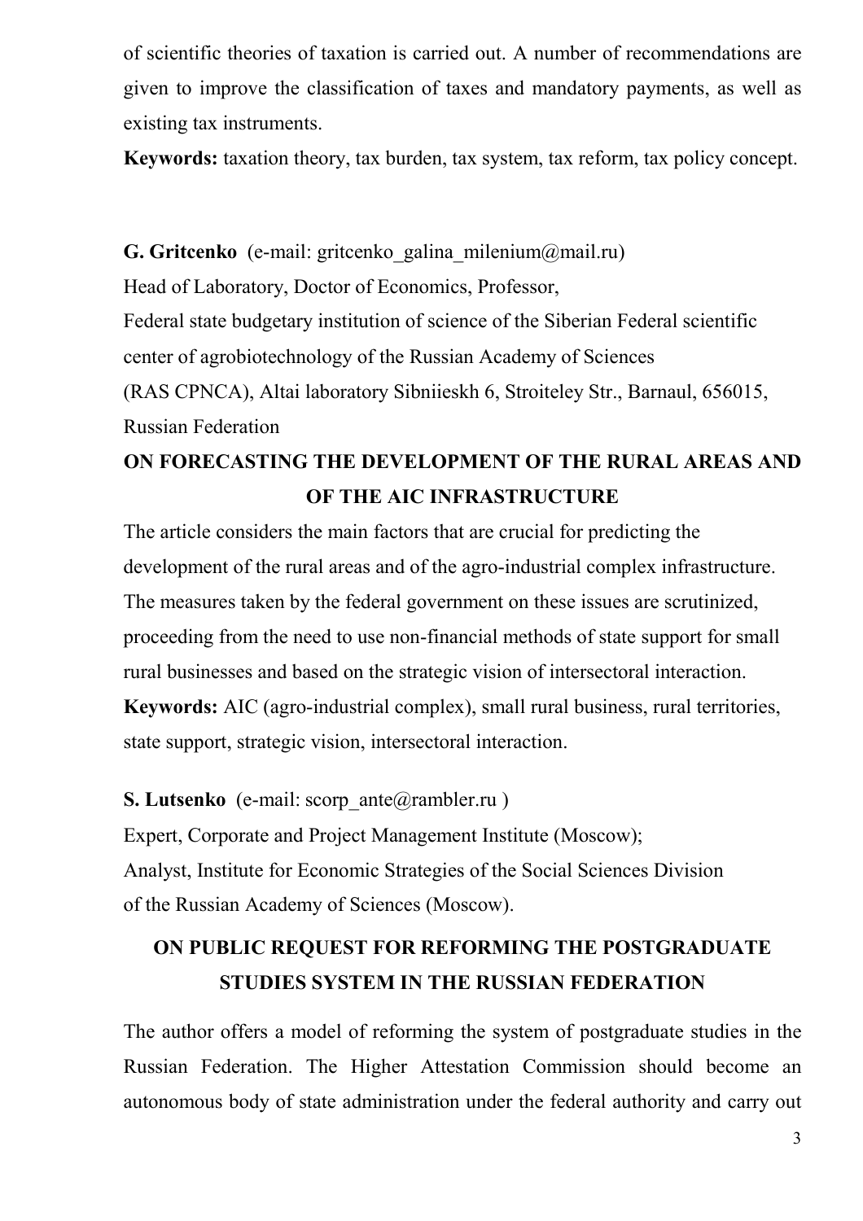of scientific theories of taxation is carried out. A number of recommendations are given to improve the classification of taxes and mandatory payments, as well as existing tax instruments.

**Keywords:** taxation theory, tax burden, tax system, tax reform, tax policy concept.

**G. Gritcenko** (e-mail: gritcenko_galina_milenium@mail.ru)

Head of Laboratory, Doctor of Economics, Professor,

Federal state budgetary institution of science of the Siberian Federal scientific center of agrobiotechnology of the Russian Academy of Sciences (RAS CPNCA), Altai laboratory Sibniieskh 6, Stroiteley Str., Barnaul, 656015, Russian Federation

## ON FORECASTING THE DEVELOPMENT OF THE RURAL AREAS AND OF THE AIC INFRASTRUCTURE

The article considers the main factors that are crucial for predicting the development of the rural areas and of the agro-industrial complex infrastructure. The measures taken by the federal government on these issues are scrutinized, proceeding from the need to use non-financial methods of state support for small rural businesses and based on the strategic vision of intersectoral interaction.

**Keywords:** AIC (agro-industrial complex), small rural business, rural territories, state support, strategic vision, intersectoral interaction.

**S. Lutsenko** (e-mail: scorp_ante@rambler.ru )

Expert, Corporate and Project Management Institute (Moscow);

Analyst, Institute for Economic Strategies of the Social Sciences Division of the Russian Academy of Sciences (Moscow).

## ON PUBLIC REQUEST FOR REFORMING THE POSTGRADUATE STUDIES SYSTEM IN THE RUSSIAN FEDERATION

The author offers a model of reforming the system of postgraduate studies in the Russian Federation. The Higher Attestation Commission should become an autonomous body of state administration under the federal authority and carry out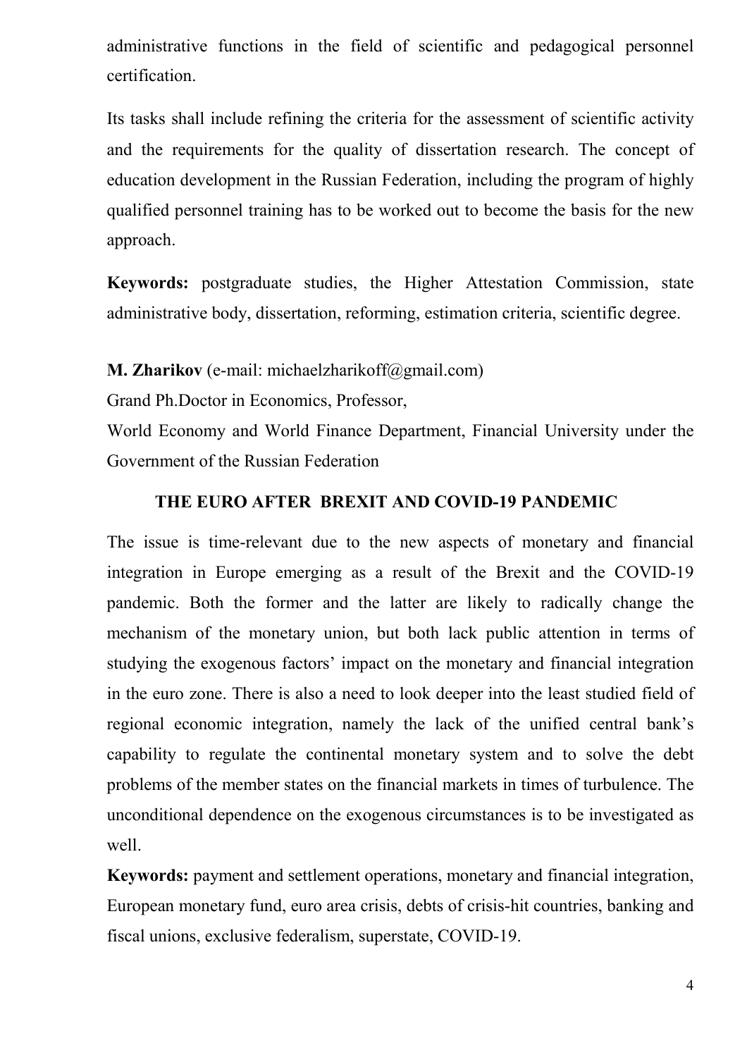administrative functions in the field of scientific and pedagogical personnel certification.

Its tasks shall include refining the criteria for the assessment of scientific activity and the requirements for the quality of dissertation research. The concept of education development in the Russian Federation, including the program of highly qualified personnel training has to be worked out to become the basis for the new approach.

**Keywords:** postgraduate studies, the Higher Attestation Commission, state administrative body, dissertation, reforming, estimation criteria, scientific degree.

**M. Zharikov** (e-mail: michaelzharikoff@gmail.com)
Grand Ph.Doctor in Economics, Professor,
World Economy and World Finance Department, Financial University under the Government of the Russian Federation

## THE EURO AFTER BREXIT AND COVID-19 PANDEMIC

The issue is time-relevant due to the new aspects of monetary and financial integration in Europe emerging as a result of the Brexit and the COVID-19 pandemic. Both the former and the latter are likely to radically change the mechanism of the monetary union, but both lack public attention in terms of studying the exogenous factors' impact on the monetary and financial integration in the euro zone. There is also a need to look deeper into the least studied field of regional economic integration, namely the lack of the unified central bank's capability to regulate the continental monetary system and to solve the debt problems of the member states on the financial markets in times of turbulence. The unconditional dependence on the exogenous circumstances is to be investigated as well.

**Keywords:** payment and settlement operations, monetary and financial integration, European monetary fund, euro area crisis, debts of crisis-hit countries, banking and fiscal unions, exclusive federalism, superstate, COVID-19.